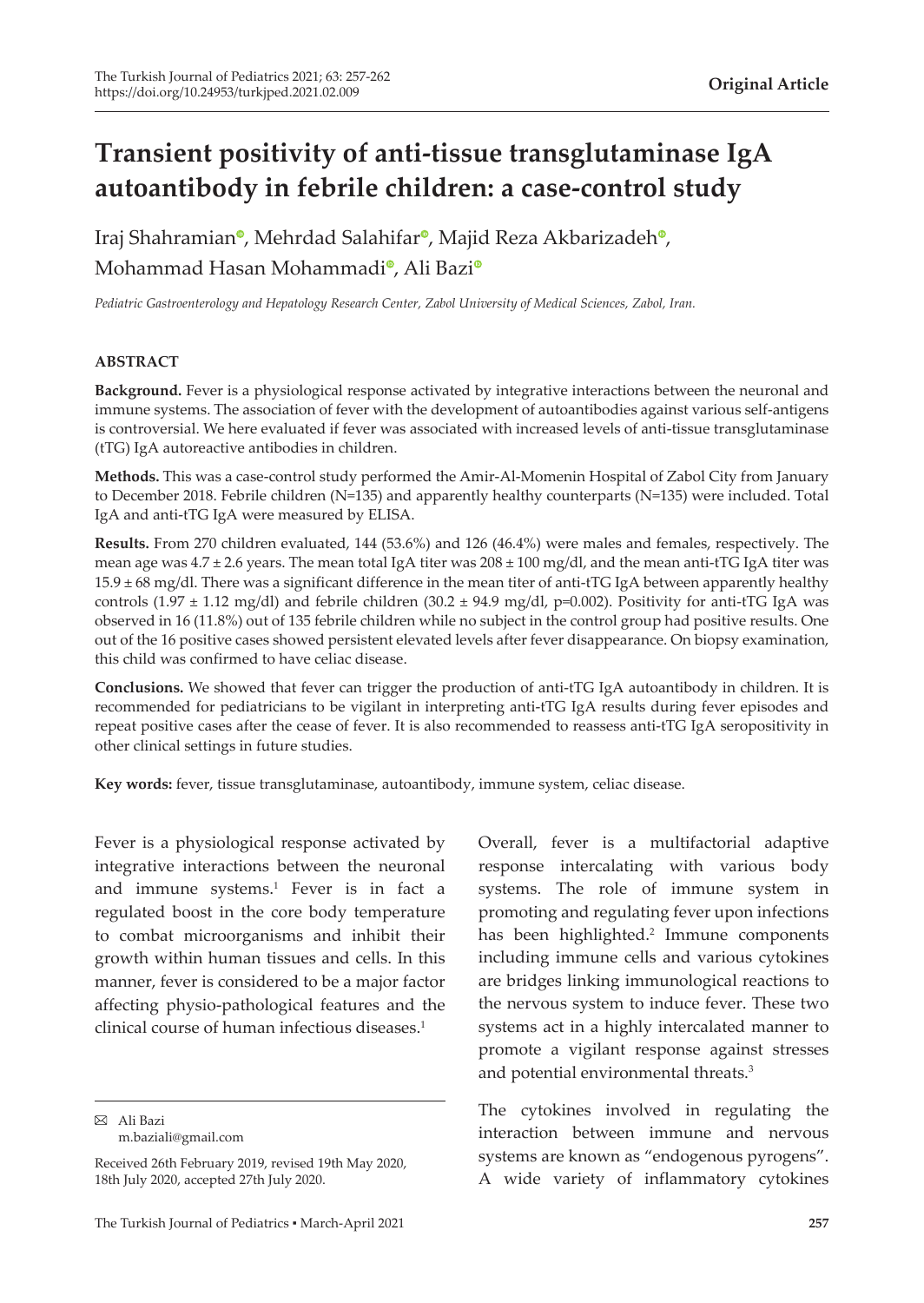**Original Article**

# Transient positivity of anti-tissue transglutaminase IgA autoantibody in febrile children: a case-control study

Iraj Shahramian, Mehrdad Salahifar, Majid Reza Akbarizadeh, Mohammad Hasan Mohammadi, Ali Bazi

*Pediatric Gastroenterology and Hepatology Research Center, Zabol University of Medical Sciences, Zabol, Iran.*

### ABSTRACT

**Background.** Fever is a physiological response activated by integrative interactions between the neuronal and immune systems. The association of fever with the development of autoantibodies against various self-antigens is controversial. We here evaluated if fever was associated with increased levels of anti-tissue transglutaminase (tTG) IgA autoreactive antibodies in children.

**Methods.** This was a case-control study performed the Amir-Al-Momenin Hospital of Zabol City from January to December 2018. Febrile children (N=135) and apparently healthy counterparts (N=135) were included. Total IgA and anti-tTG IgA were measured by ELISA.

**Results.** From 270 children evaluated, 144 (53.6%) and 126 (46.4%) were males and females, respectively. The mean age was 4.7 ± 2.6 years. The mean total IgA titer was 208 ± 100 mg/dl, and the mean anti-tTG IgA titer was 15.9 ± 68 mg/dl. There was a significant difference in the mean titer of anti-tTG IgA between apparently healthy controls (1.97 ± 1.12 mg/dl) and febrile children (30.2 ± 94.9 mg/dl, p=0.002). Positivity for anti-tTG IgA was observed in 16 (11.8%) out of 135 febrile children while no subject in the control group had positive results. One out of the 16 positive cases showed persistent elevated levels after fever disappearance. On biopsy examination, this child was confirmed to have celiac disease.

**Conclusions.** We showed that fever can trigger the production of anti-tTG IgA autoantibody in children. It is recommended for pediatricians to be vigilant in interpreting anti-tTG IgA results during fever episodes and repeat positive cases after the cease of fever. It is also recommended to reassess anti-tTG IgA seropositivity in other clinical settings in future studies.

**Key words:** fever, tissue transglutaminase, autoantibody, immune system, celiac disease.

Fever is a physiological response activated by integrative interactions between the neuronal and immune systems.[1] Fever is in fact a regulated boost in the core body temperature to combat microorganisms and inhibit their growth within human tissues and cells. In this manner, fever is considered to be a major factor affecting physio-pathological features and the clinical course of human infectious diseases.[1]

Overall, fever is a multifactorial adaptive response intercalating with various body systems. The role of immune system in promoting and regulating fever upon infections has been highlighted.[2] Immune components including immune cells and various cytokines are bridges linking immunological reactions to the nervous system to induce fever. These two systems act in a highly intercalated manner to promote a vigilant response against stresses and potential environmental threats.[3]

The cytokines involved in regulating the interaction between immune and nervous systems are known as "endogenous pyrogens". A wide variety of inflammatory cytokines

✉ Ali Bazi
m.baziali@gmail.com

Received 26th February 2019, revised 19th May 2020, 18th July 2020, accepted 27th July 2020.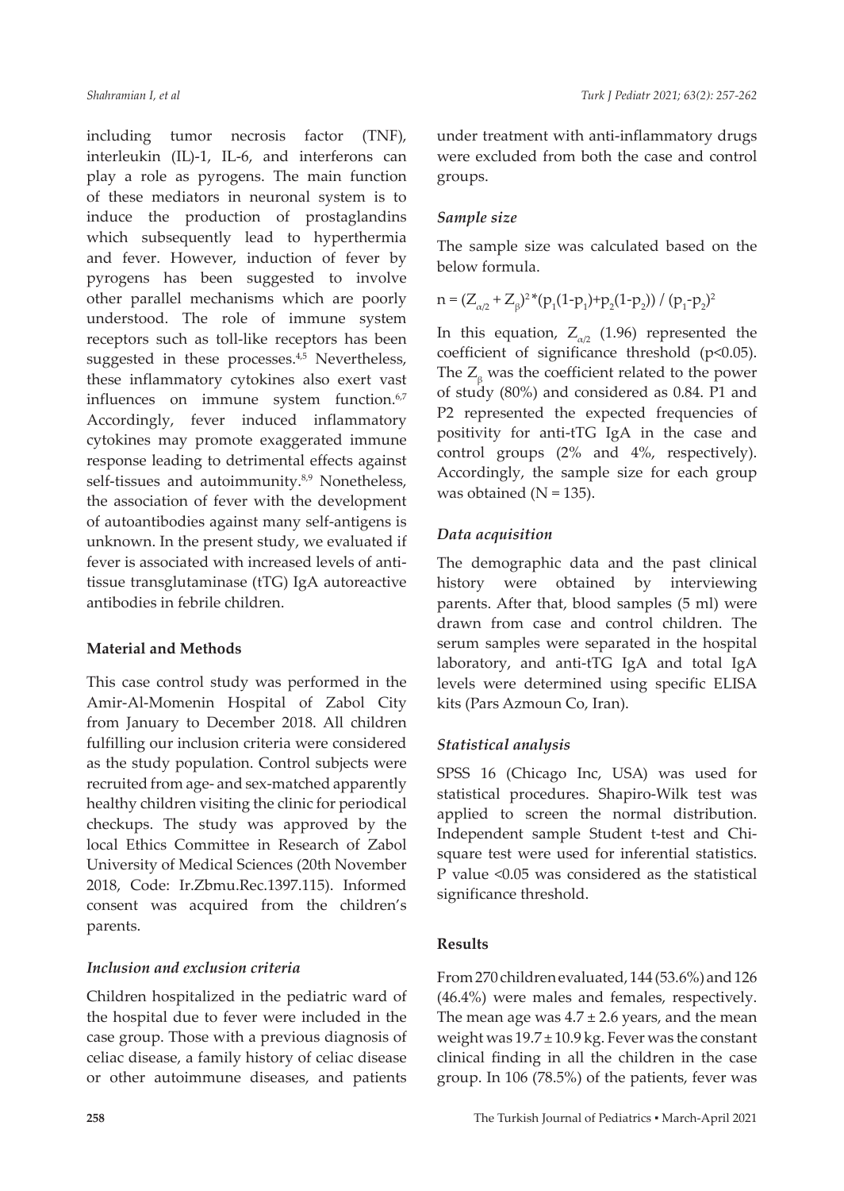including tumor necrosis factor (TNF), interleukin (IL)-1, IL-6, and interferons can play a role as pyrogens. The main function of these mediators in neuronal system is to induce the production of prostaglandins which subsequently lead to hyperthermia and fever. However, induction of fever by pyrogens has been suggested to involve other parallel mechanisms which are poorly understood. The role of immune system receptors such as toll-like receptors has been suggested in these processes.[4,5] Nevertheless, these inflammatory cytokines also exert vast influences on immune system function.[6,7] Accordingly, fever induced inflammatory cytokines may promote exaggerated immune response leading to detrimental effects against self-tissues and autoimmunity.[8,9] Nonetheless, the association of fever with the development of autoantibodies against many self-antigens is unknown. In the present study, we evaluated if fever is associated with increased levels of anti-tissue transglutaminase (tTG) IgA autoreactive antibodies in febrile children.

## Material and Methods

This case control study was performed in the Amir-Al-Momenin Hospital of Zabol City from January to December 2018. All children fulfilling our inclusion criteria were considered as the study population. Control subjects were recruited from age- and sex-matched apparently healthy children visiting the clinic for periodical checkups. The study was approved by the local Ethics Committee in Research of Zabol University of Medical Sciences (20th November 2018, Code: Ir.Zbmu.Rec.1397.115). Informed consent was acquired from the children's parents.

### *Inclusion and exclusion criteria*

Children hospitalized in the pediatric ward of the hospital due to fever were included in the case group. Those with a previous diagnosis of celiac disease, a family history of celiac disease or other autoimmune diseases, and patients under treatment with anti-inflammatory drugs were excluded from both the case and control groups.

### *Sample size*

The sample size was calculated based on the below formula.

$$n = (Z_{\alpha/2} + Z_{\beta})^2 * (p_1(1-p_1)+p_2(1-p_2)) / (p_1-p_2)^2$$

In this equation, $Z_{\alpha/2}$ (1.96) represented the coefficient of significance threshold ($p<0.05$). The $Z_{\beta}$ was the coefficient related to the power of study (80%) and considered as 0.84. P1 and P2 represented the expected frequencies of positivity for anti-tTG IgA in the case and control groups (2% and 4%, respectively). Accordingly, the sample size for each group was obtained (N = 135).

### *Data acquisition*

The demographic data and the past clinical history were obtained by interviewing parents. After that, blood samples (5 ml) were drawn from case and control children. The serum samples were separated in the hospital laboratory, and anti-tTG IgA and total IgA levels were determined using specific ELISA kits (Pars Azmoun Co, Iran).

### *Statistical analysis*

SPSS 16 (Chicago Inc, USA) was used for statistical procedures. Shapiro-Wilk test was applied to screen the normal distribution. Independent sample Student t-test and Chi-square test were used for inferential statistics. P value <0.05 was considered as the statistical significance threshold.

## Results

From 270 children evaluated, 144 (53.6%) and 126 (46.4%) were males and females, respectively. The mean age was 4.7 ± 2.6 years, and the mean weight was 19.7 ± 10.9 kg. Fever was the constant clinical finding in all the children in the case group. In 106 (78.5%) of the patients, fever was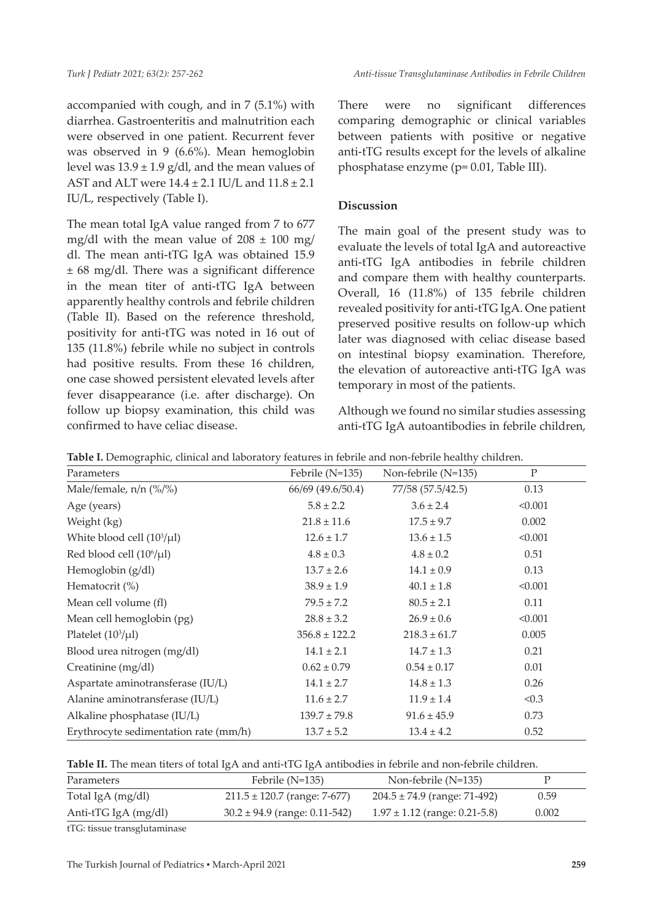accompanied with cough, and in 7 (5.1%) with diarrhea. Gastroenteritis and malnutrition each were observed in one patient. Recurrent fever was observed in 9 (6.6%). Mean hemoglobin level was 13.9 ± 1.9 g/dl, and the mean values of AST and ALT were 14.4 ± 2.1 IU/L and 11.8 ± 2.1 IU/L, respectively (Table I).

The mean total IgA value ranged from 7 to 677 mg/dl with the mean value of 208 ± 100 mg/dl. The mean anti-tTG IgA was obtained 15.9 ± 68 mg/dl. There was a significant difference in the mean titer of anti-tTG IgA between apparently healthy controls and febrile children (Table II). Based on the reference threshold, positivity for anti-tTG was noted in 16 out of 135 (11.8%) febrile while no subject in controls had positive results. From these 16 children, one case showed persistent elevated levels after fever disappearance (i.e. after discharge). On follow up biopsy examination, this child was confirmed to have celiac disease.

There were no significant differences comparing demographic or clinical variables between patients with positive or negative anti-tTG results except for the levels of alkaline phosphatase enzyme (p= 0.01, Table III).

## Discussion

The main goal of the present study was to evaluate the levels of total IgA and autoreactive anti-tTG IgA antibodies in febrile children and compare them with healthy counterparts. Overall, 16 (11.8%) of 135 febrile children revealed positivity for anti-tTG IgA. One patient preserved positive results on follow-up which later was diagnosed with celiac disease based on intestinal biopsy examination. Therefore, the elevation of autoreactive anti-tTG IgA was temporary in most of the patients.

Although we found no similar studies assessing anti-tTG IgA autoantibodies in febrile children,

**Table I.** Demographic, clinical and laboratory features in febrile and non-febrile healthy children.

| Parameters | Febrile (N=135) | Non-febrile (N=135) | P |
|---|---|---|---|
| Male/female, n/n (%/%) | 66/69 (49.6/50.4) | 77/58 (57.5/42.5) | 0.13 |
| Age (years) | 5.8 ± 2.2 | 3.6 ± 2.4 | <0.001 |
| Weight (kg) | 21.8 ± 11.6 | 17.5 ± 9.7 | 0.002 |
| White blood cell ($10^3$/μl) | 12.6 ± 1.7 | 13.6 ± 1.5 | <0.001 |
| Red blood cell ($10^6$/μl) | 4.8 ± 0.3 | 4.8 ± 0.2 | 0.51 |
| Hemoglobin (g/dl) | 13.7 ± 2.6 | 14.1 ± 0.9 | 0.13 |
| Hematocrit (%) | 38.9 ± 1.9 | 40.1 ± 1.8 | <0.001 |
| Mean cell volume (fl) | 79.5 ± 7.2 | 80.5 ± 2.1 | 0.11 |
| Mean cell hemoglobin (pg) | 28.8 ± 3.2 | 26.9 ± 0.6 | <0.001 |
| Platelet ($10^3$/μl) | 356.8 ± 122.2 | 218.3 ± 61.7 | 0.005 |
| Blood urea nitrogen (mg/dl) | 14.1 ± 2.1 | 14.7 ± 1.3 | 0.21 |
| Creatinine (mg/dl) | 0.62 ± 0.79 | 0.54 ± 0.17 | 0.01 |
| Aspartate aminotransferase (IU/L) | 14.1 ± 2.7 | 14.8 ± 1.3 | 0.26 |
| Alanine aminotransferase (IU/L) | 11.6 ± 2.7 | 11.9 ± 1.4 | <0.3 |
| Alkaline phosphatase (IU/L) | 139.7 ± 79.8 | 91.6 ± 45.9 | 0.73 |
| Erythrocyte sedimentation rate (mm/h) | 13.7 ± 5.2 | 13.4 ± 4.2 | 0.52 |

**Table II.** The mean titers of total IgA and anti-tTG IgA antibodies in febrile and non-febrile children.

| Parameters | Febrile (N=135) | Non-febrile (N=135) | P |
|---|---|---|---|
| Total IgA (mg/dl) | 211.5 ± 120.7 (range: 7-677) | 204.5 ± 74.9 (range: 71-492) | 0.59 |
| Anti-tTG IgA (mg/dl) | 30.2 ± 94.9 (range: 0.11-542) | 1.97 ± 1.12 (range: 0.21-5.8) | 0.002 |

tTG: tissue transglutaminase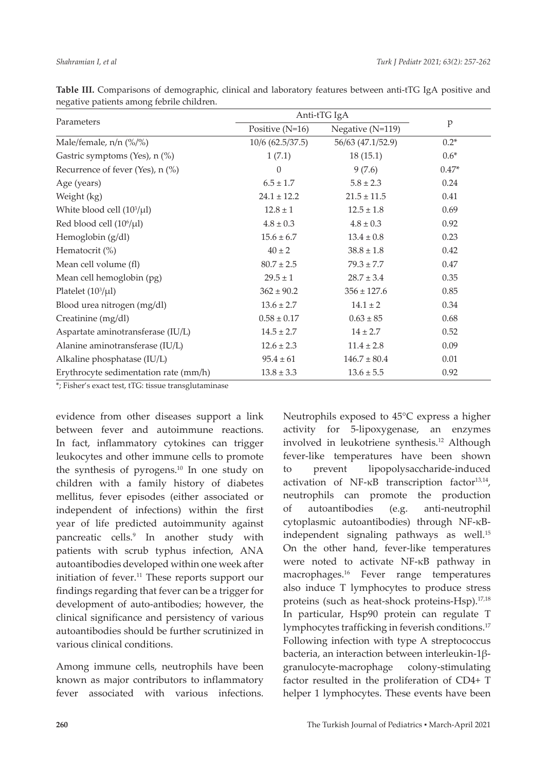**Table III.** Comparisons of demographic, clinical and laboratory features between anti-tTG IgA positive and negative patients among febrile children.

| Parameters | Anti-tTG IgA | | p |
|---|---|---|---|
| | Positive (N=16) | Negative (N=119) | |
| Male/female, n/n (%/%) | 10/6 (62.5/37.5) | 56/63 (47.1/52.9) | 0.2* |
| Gastric symptoms (Yes), n (%) | 1 (7.1) | 18 (15.1) | 0.6* |
| Recurrence of fever (Yes), n (%) | 0 | 9 (7.6) | 0.47* |
| Age (years) | 6.5 ± 1.7 | 5.8 ± 2.3 | 0.24 |
| Weight (kg) | 24.1 ± 12.2 | 21.5 ± 11.5 | 0.41 |
| White blood cell ($10^3$/μl) | 12.8 ± 1 | 12.5 ± 1.8 | 0.69 |
| Red blood cell ($10^6$/μl) | 4.8 ± 0.3 | 4.8 ± 0.3 | 0.92 |
| Hemoglobin (g/dl) | 15.6 ± 6.7 | 13.4 ± 0.8 | 0.23 |
| Hematocrit (%) | 40 ± 2 | 38.8 ± 1.8 | 0.42 |
| Mean cell volume (fl) | 80.7 ± 2.5 | 79.3 ± 7.7 | 0.47 |
| Mean cell hemoglobin (pg) | 29.5 ± 1 | 28.7 ± 3.4 | 0.35 |
| Platelet ($10^3$/μl) | 362 ± 90.2 | 356 ± 127.6 | 0.85 |
| Blood urea nitrogen (mg/dl) | 13.6 ± 2.7 | 14.1 ± 2 | 0.34 |
| Creatinine (mg/dl) | 0.58 ± 0.17 | 0.63 ± 85 | 0.68 |
| Aspartate aminotransferase (IU/L) | 14.5 ± 2.7 | 14 ± 2.7 | 0.52 |
| Alanine aminotransferase (IU/L) | 12.6 ± 2.3 | 11.4 ± 2.8 | 0.09 |
| Alkaline phosphatase (IU/L) | 95.4 ± 61 | 146.7 ± 80.4 | 0.01 |
| Erythrocyte sedimentation rate (mm/h) | 13.8 ± 3.3 | 13.6 ± 5.5 | 0.92 |

*; Fisher's exact test, tTG: tissue transglutaminase

evidence from other diseases support a link between fever and autoimmune reactions. In fact, inflammatory cytokines can trigger leukocytes and other immune cells to promote the synthesis of pyrogens.[10] In one study on children with a family history of diabetes mellitus, fever episodes (either associated or independent of infections) within the first year of life predicted autoimmunity against pancreatic cells.[9] In another study with patients with scrub typhus infection, ANA autoantibodies developed within one week after initiation of fever.[11] These reports support our findings regarding that fever can be a trigger for development of auto-antibodies; however, the clinical significance and persistency of various autoantibodies should be further scrutinized in various clinical conditions.

Among immune cells, neutrophils have been known as major contributors to inflammatory fever associated with various infections. Neutrophils exposed to 45°C express a higher activity for 5-lipoxygenase, an enzymes involved in leukotriene synthesis.[12] Although fever-like temperatures have been shown to prevent lipopolysaccharide-induced activation of NF-κB transcription factor[13,14], neutrophils can promote the production of autoantibodies (e.g. anti-neutrophil cytoplasmic autoantibodies) through NF-κB-independent signaling pathways as well.[15] On the other hand, fever-like temperatures were noted to activate NF-κB pathway in macrophages.[16] Fever range temperatures also induce T lymphocytes to produce stress proteins (such as heat-shock proteins-Hsp).[17,18] In particular, Hsp90 protein can regulate T lymphocytes trafficking in feverish conditions.[17] Following infection with type A streptococcus bacteria, an interaction between interleukin-1β-granulocyte-macrophage colony-stimulating factor resulted in the proliferation of CD4+ T helper 1 lymphocytes. These events have been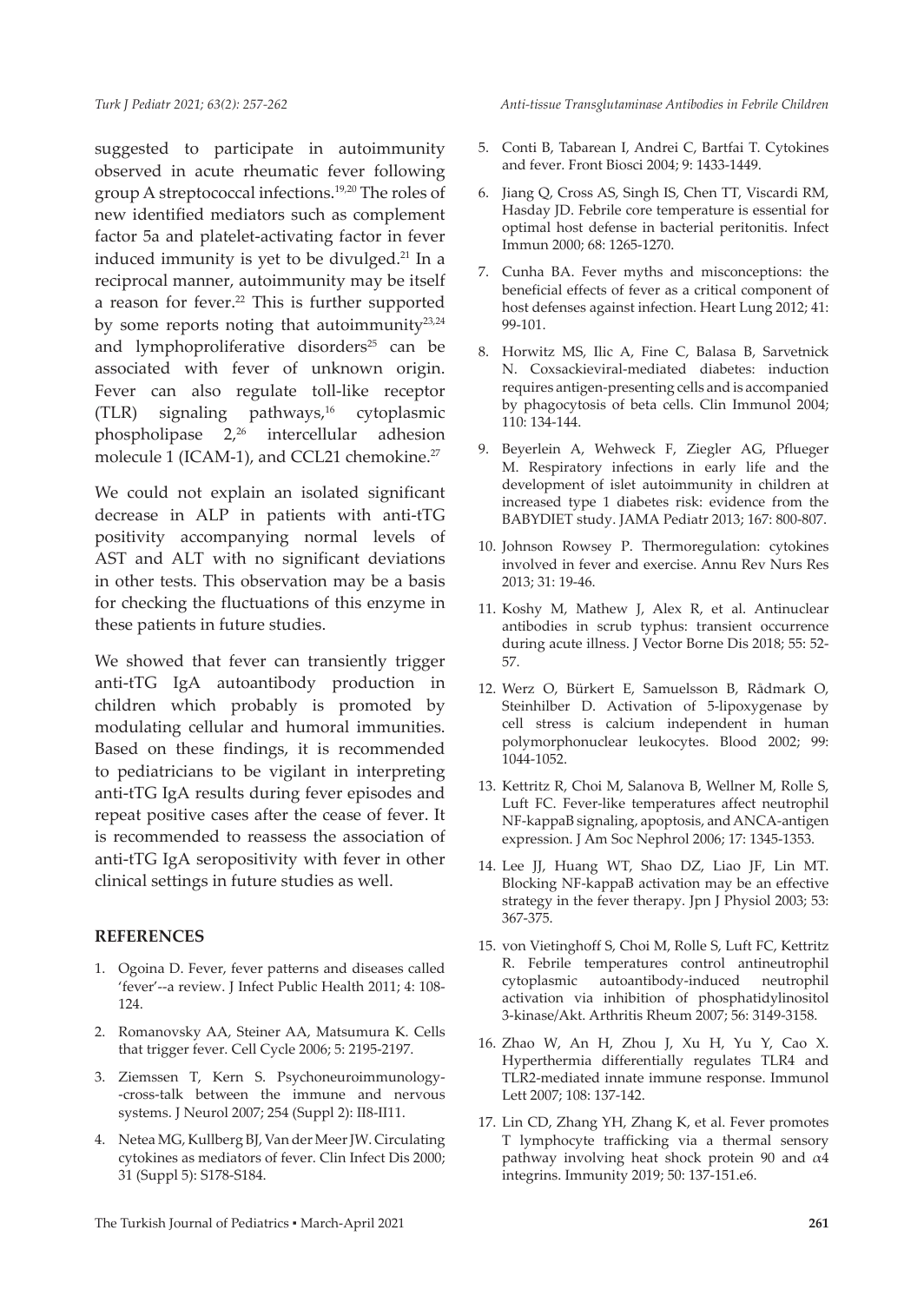suggested to participate in autoimmunity observed in acute rheumatic fever following group A streptococcal infections.[19,20] The roles of new identified mediators such as complement factor 5a and platelet-activating factor in fever induced immunity is yet to be divulged.[21] In a reciprocal manner, autoimmunity may be itself a reason for fever.[22] This is further supported by some reports noting that autoimmunity[23,24] and lymphoproliferative disorders[25] can be associated with fever of unknown origin. Fever can also regulate toll-like receptor (TLR) signaling pathways,[16] cytoplasmic phospholipase 2,[26] intercellular adhesion molecule 1 (ICAM-1), and CCL21 chemokine.[27]

We could not explain an isolated significant decrease in ALP in patients with anti-tTG positivity accompanying normal levels of AST and ALT with no significant deviations in other tests. This observation may be a basis for checking the fluctuations of this enzyme in these patients in future studies.

We showed that fever can transiently trigger anti-tTG IgA autoantibody production in children which probably is promoted by modulating cellular and humoral immunities. Based on these findings, it is recommended to pediatricians to be vigilant in interpreting anti-tTG IgA results during fever episodes and repeat positive cases after the cease of fever. It is recommended to reassess the association of anti-tTG IgA seropositivity with fever in other clinical settings in future studies as well.

## REFERENCES

1. Ogoina D. Fever, fever patterns and diseases called 'fever'--a review. J Infect Public Health 2011; 4: 108-124.
2. Romanovsky AA, Steiner AA, Matsumura K. Cells that trigger fever. Cell Cycle 2006; 5: 2195-2197.
3. Ziemssen T, Kern S. Psychoneuroimmunology--cross-talk between the immune and nervous systems. J Neurol 2007; 254 (Suppl 2): II8-II11.
4. Netea MG, Kullberg BJ, Van der Meer JW. Circulating cytokines as mediators of fever. Clin Infect Dis 2000; 31 (Suppl 5): S178-S184.
5. Conti B, Tabarean I, Andrei C, Bartfai T. Cytokines and fever. Front Biosci 2004; 9: 1433-1449.
6. Jiang Q, Cross AS, Singh IS, Chen TT, Viscardi RM, Hasday JD. Febrile core temperature is essential for optimal host defense in bacterial peritonitis. Infect Immun 2000; 68: 1265-1270.
7. Cunha BA. Fever myths and misconceptions: the beneficial effects of fever as a critical component of host defenses against infection. Heart Lung 2012; 41: 99-101.
8. Horwitz MS, Ilic A, Fine C, Balasa B, Sarvetnick N. Coxsackieviral-mediated diabetes: induction requires antigen-presenting cells and is accompanied by phagocytosis of beta cells. Clin Immunol 2004; 110: 134-144.
9. Beyerlein A, Wehweck F, Ziegler AG, Pflueger M. Respiratory infections in early life and the development of islet autoimmunity in children at increased type 1 diabetes risk: evidence from the BABYDIET study. JAMA Pediatr 2013; 167: 800-807.
10. Johnson Rowsey P. Thermoregulation: cytokines involved in fever and exercise. Annu Rev Nurs Res 2013; 31: 19-46.
11. Koshy M, Mathew J, Alex R, et al. Antinuclear antibodies in scrub typhus: transient occurrence during acute illness. J Vector Borne Dis 2018; 55: 52-57.
12. Werz O, Bürkert E, Samuelsson B, Rådmark O, Steinhilber D. Activation of 5-lipoxygenase by cell stress is calcium independent in human polymorphonuclear leukocytes. Blood 2002; 99: 1044-1052.
13. Kettritz R, Choi M, Salanova B, Wellner M, Rolle S, Luft FC. Fever-like temperatures affect neutrophil NF-kappaB signaling, apoptosis, and ANCA-antigen expression. J Am Soc Nephrol 2006; 17: 1345-1353.
14. Lee JJ, Huang WT, Shao DZ, Liao JF, Lin MT. Blocking NF-kappaB activation may be an effective strategy in the fever therapy. Jpn J Physiol 2003; 53: 367-375.
15. von Vietinghoff S, Choi M, Rolle S, Luft FC, Kettritz R. Febrile temperatures control antineutrophil cytoplasmic autoantibody-induced neutrophil activation via inhibition of phosphatidylinositol 3-kinase/Akt. Arthritis Rheum 2007; 56: 3149-3158.
16. Zhao W, An H, Zhou J, Xu H, Yu Y, Cao X. Hyperthermia differentially regulates TLR4 and TLR2-mediated innate immune response. Immunol Lett 2007; 108: 137-142.
17. Lin CD, Zhang YH, Zhang K, et al. Fever promotes T lymphocyte trafficking via a thermal sensory pathway involving heat shock protein 90 and $\alpha$4 integrins. Immunity 2019; 50: 137-151.e6.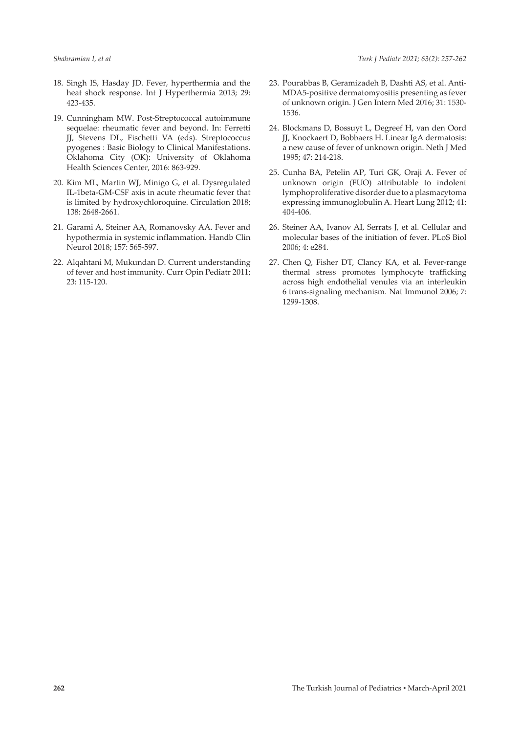18. Singh IS, Hasday JD. Fever, hyperthermia and the heat shock response. Int J Hyperthermia 2013; 29: 423-435.

19. Cunningham MW. Post-Streptococcal autoimmune sequelae: rheumatic fever and beyond. In: Ferretti JJ, Stevens DL, Fischetti VA (eds). Streptococcus pyogenes : Basic Biology to Clinical Manifestations. Oklahoma City (OK): University of Oklahoma Health Sciences Center, 2016: 863-929.

20. Kim ML, Martin WJ, Minigo G, et al. Dysregulated IL-1beta-GM-CSF axis in acute rheumatic fever that is limited by hydroxychloroquine. Circulation 2018; 138: 2648-2661.

21. Garami A, Steiner AA, Romanovsky AA. Fever and hypothermia in systemic inflammation. Handb Clin Neurol 2018; 157: 565-597.

22. Alqahtani M, Mukundan D. Current understanding of fever and host immunity. Curr Opin Pediatr 2011; 23: 115-120.

23. Pourabbas B, Geramizadeh B, Dashti AS, et al. Anti-MDA5-positive dermatomyositis presenting as fever of unknown origin. J Gen Intern Med 2016; 31: 1530-1536.

24. Blockmans D, Bossuyt L, Degreef H, van den Oord JJ, Knockaert D, Bobbaers H. Linear IgA dermatosis: a new cause of fever of unknown origin. Neth J Med 1995; 47: 214-218.

25. Cunha BA, Petelin AP, Turi GK, Oraji A. Fever of unknown origin (FUO) attributable to indolent lymphoproliferative disorder due to a plasmacytoma expressing immunoglobulin A. Heart Lung 2012; 41: 404-406.

26. Steiner AA, Ivanov AI, Serrats J, et al. Cellular and molecular bases of the initiation of fever. PLoS Biol 2006; 4: e284.

27. Chen Q, Fisher DT, Clancy KA, et al. Fever-range thermal stress promotes lymphocyte trafficking across high endothelial venules via an interleukin 6 trans-signaling mechanism. Nat Immunol 2006; 7: 1299-1308.